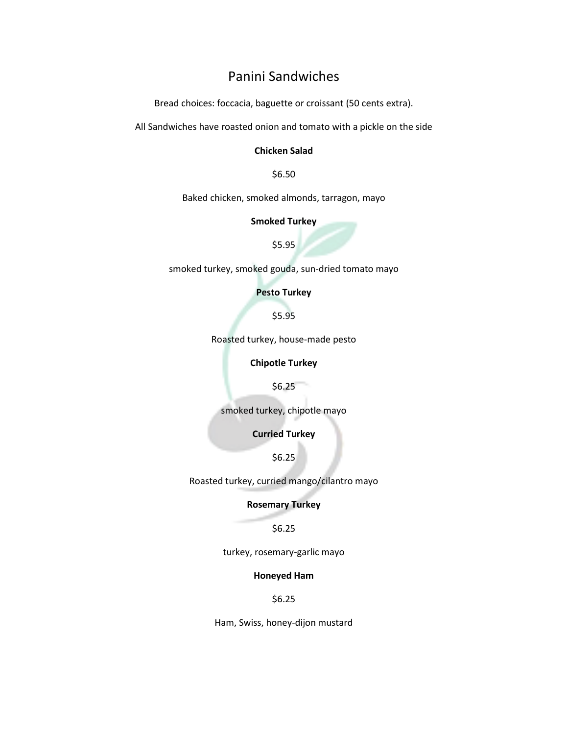# Panini Sandwiches

Bread choices: foccacia, baguette or croissant (50 cents extra).

All Sandwiches have roasted onion and tomato with a pickle on the side

**Chicken Salad**

$6.50

Baked chicken, smoked almonds, tarragon, mayo

**Smoked Turkey**

$5.95

smoked turkey, smoked gouda, sun-dried tomato mayo

**Pesto Turkey**

$5.95

Roasted turkey, house-made pesto

**Chipotle Turkey**

$6.25

smoked turkey, chipotle mayo

**Curried Turkey**

$6.25

Roasted turkey, curried mango/cilantro mayo

**Rosemary Turkey**

$6.25

turkey, rosemary-garlic mayo

**Honeyed Ham**

$6.25

Ham, Swiss, honey-dijon mustard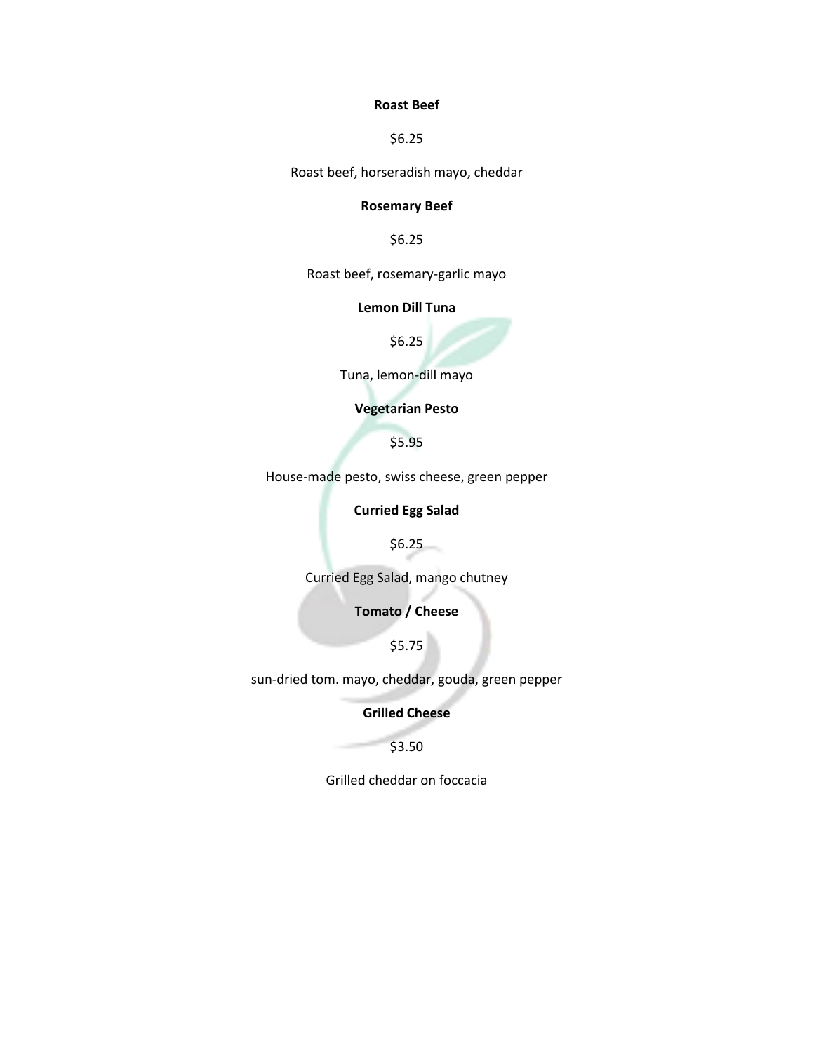**Roast Beef**

$6.25

Roast beef, horseradish mayo, cheddar

**Rosemary Beef**

$6.25

Roast beef, rosemary-garlic mayo

**Lemon Dill Tuna**

$6.25

Tuna, lemon-dill mayo

**Vegetarian Pesto**

$5.95

House-made pesto, swiss cheese, green pepper

**Curried Egg Salad**

$6.25

Curried Egg Salad, mango chutney

**Tomato / Cheese**

$5.75

sun-dried tom. mayo, cheddar, gouda, green pepper

**Grilled Cheese**

$3.50

Grilled cheddar on foccacia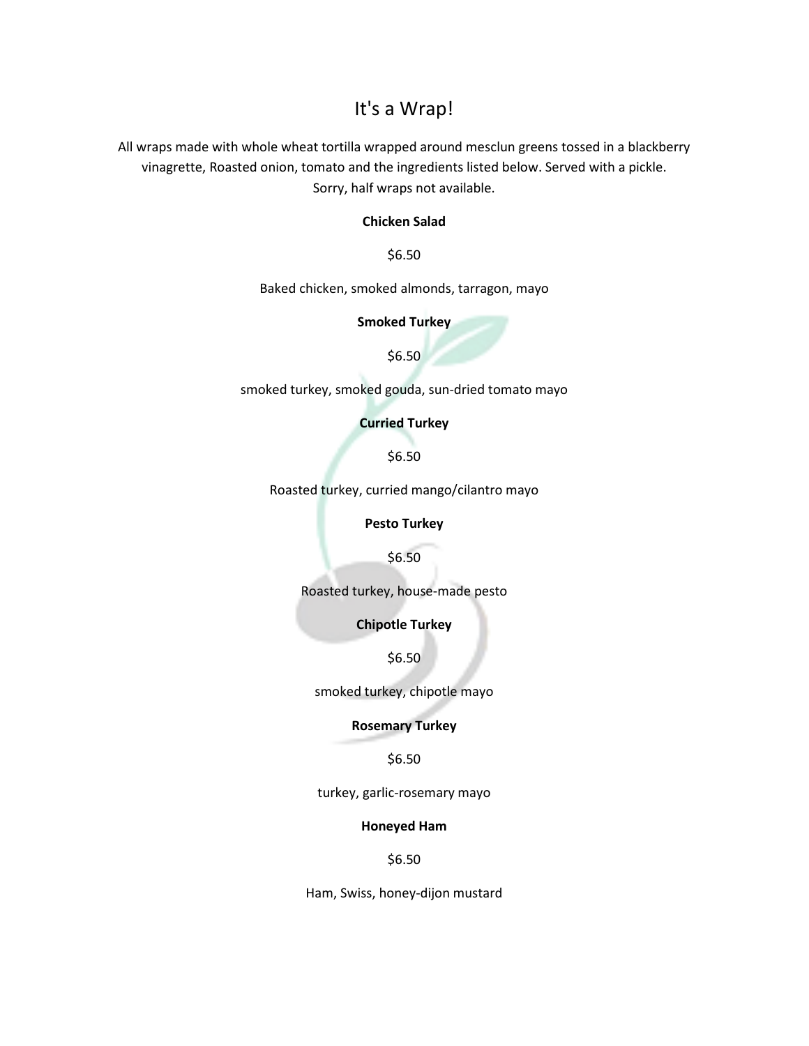# It's a Wrap!

All wraps made with whole wheat tortilla wrapped around mesclun greens tossed in a blackberry vinagrette, Roasted onion, tomato and the ingredients listed below. Served with a pickle.
Sorry, half wraps not available.

**Chicken Salad**

$6.50

Baked chicken, smoked almonds, tarragon, mayo

**Smoked Turkey**

$6.50

smoked turkey, smoked gouda, sun-dried tomato mayo

**Curried Turkey**

$6.50

Roasted turkey, curried mango/cilantro mayo

**Pesto Turkey**

$6.50

Roasted turkey, house-made pesto

**Chipotle Turkey**

$6.50

smoked turkey, chipotle mayo

**Rosemary Turkey**

$6.50

turkey, garlic-rosemary mayo

**Honeyed Ham**

$6.50

Ham, Swiss, honey-dijon mustard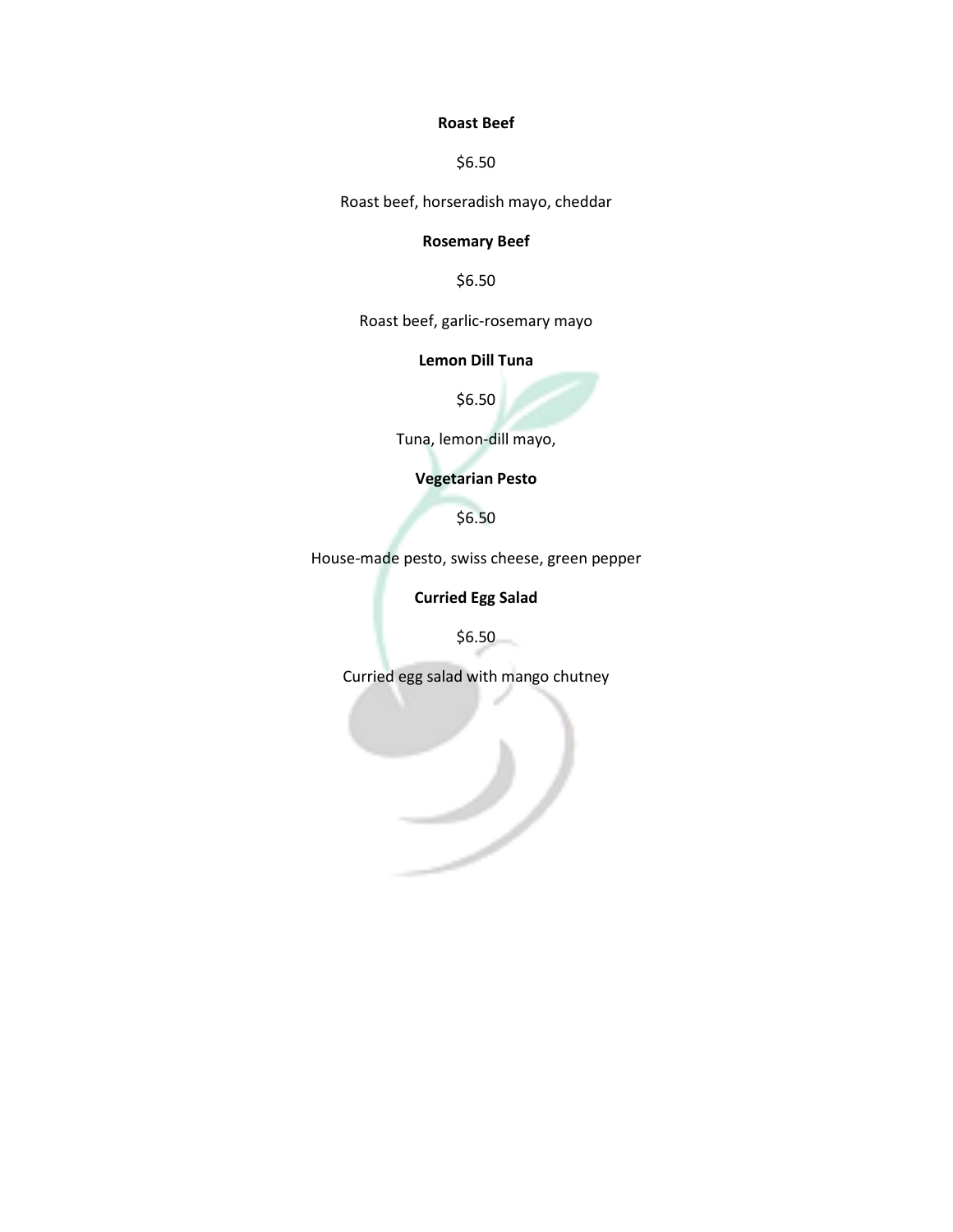**Roast Beef**

$6.50

Roast beef, horseradish mayo, cheddar

**Rosemary Beef**

$6.50

Roast beef, garlic-rosemary mayo

**Lemon Dill Tuna**

$6.50

Tuna, lemon-dill mayo,

**Vegetarian Pesto**

$6.50

House-made pesto, swiss cheese, green pepper

**Curried Egg Salad**

$6.50

Curried egg salad with mango chutney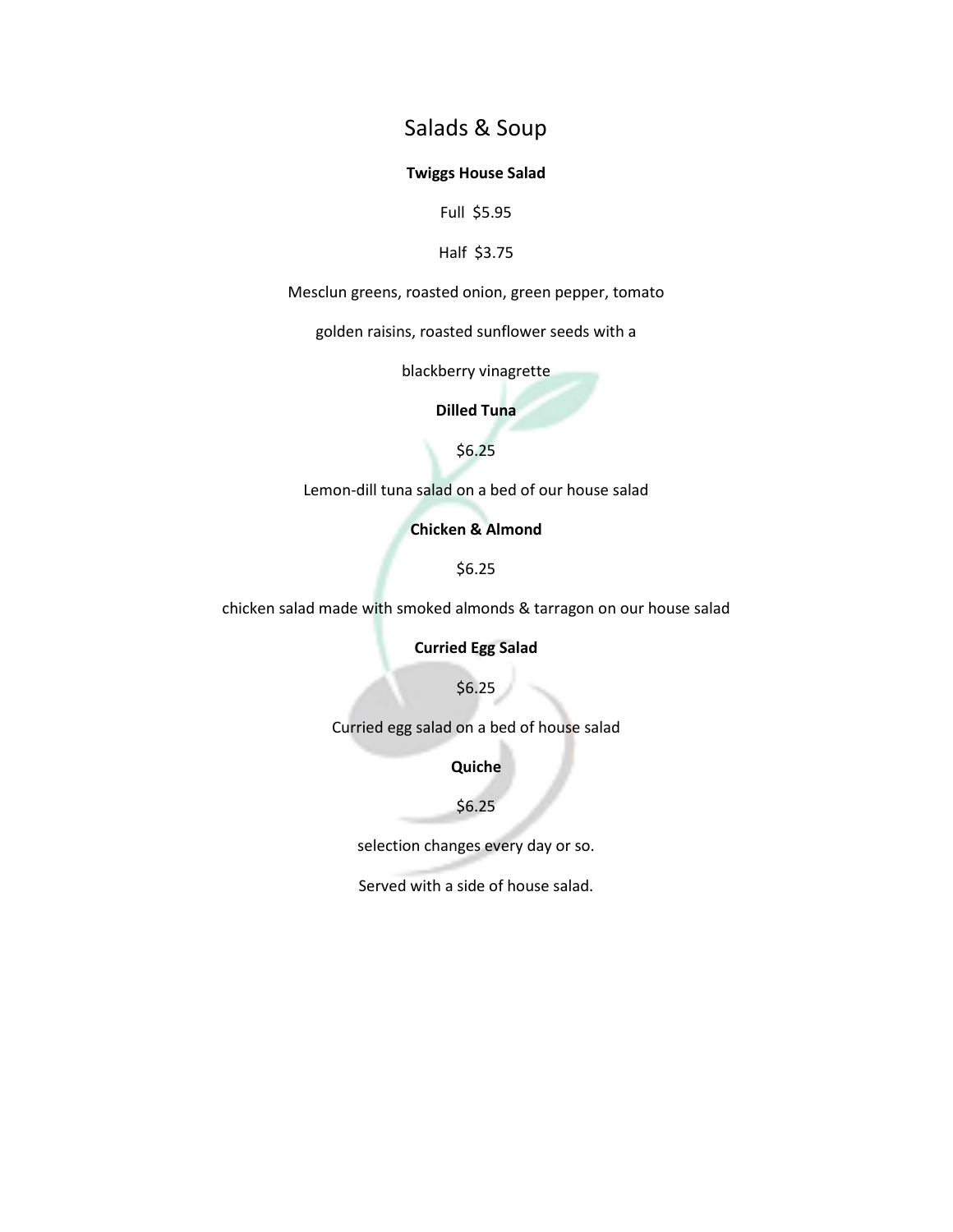# Salads & Soup

**Twiggs House Salad**

Full $5.95

Half $3.75

Mesclun greens, roasted onion, green pepper, tomato

golden raisins, roasted sunflower seeds with a

blackberry vinagrette

**Dilled Tuna**

$6.25

Lemon-dill tuna salad on a bed of our house salad

**Chicken & Almond**

$6.25

chicken salad made with smoked almonds & tarragon on our house salad

**Curried Egg Salad**

$6.25

Curried egg salad on a bed of house salad

**Quiche**

$6.25

selection changes every day or so.

Served with a side of house salad.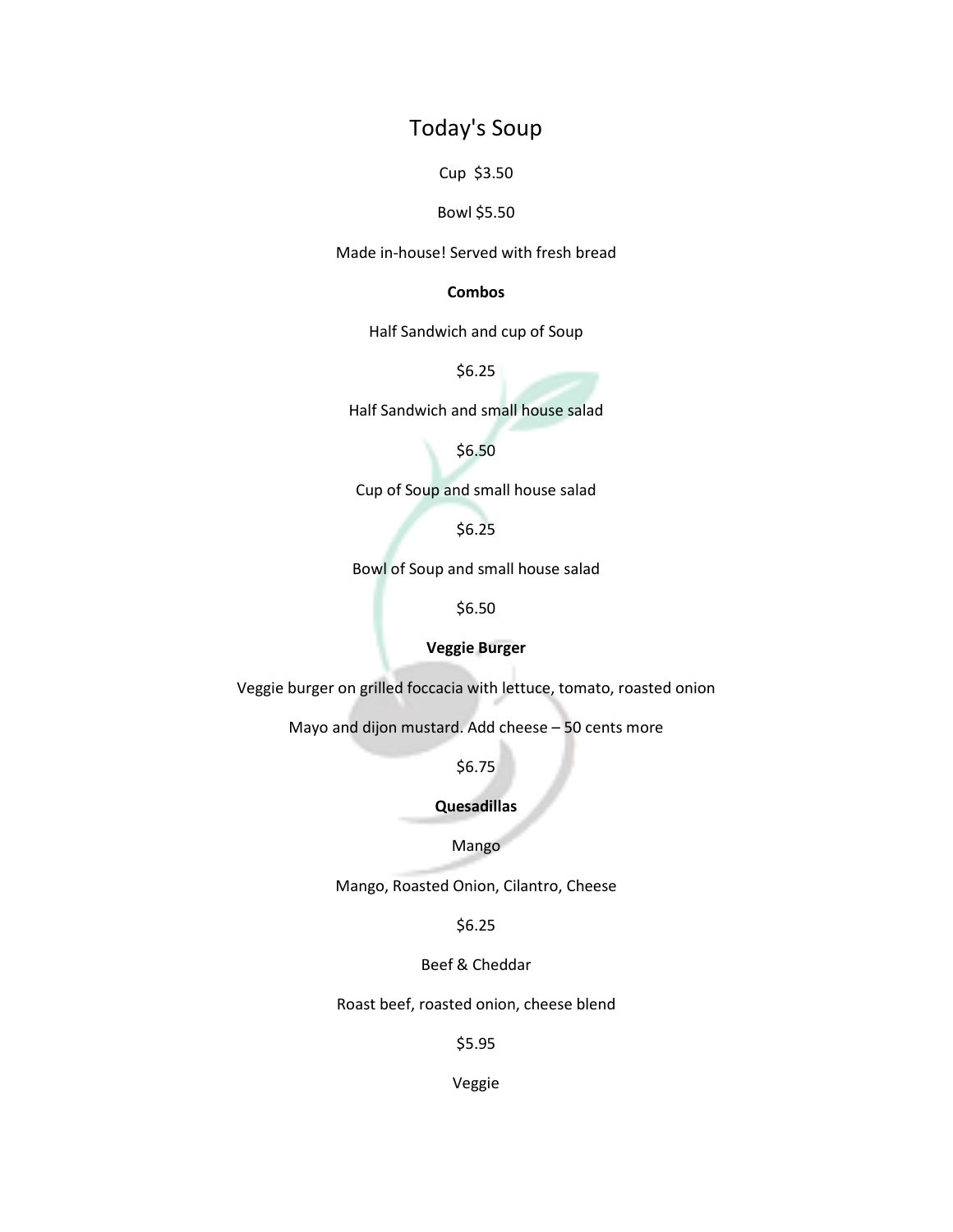## Today's Soup

Cup $3.50

Bowl $5.50

Made in-house! Served with fresh bread

**Combos**

Half Sandwich and cup of Soup

$6.25

Half Sandwich and small house salad

$6.50

Cup of Soup and small house salad

$6.25

Bowl of Soup and small house salad

$6.50

**Veggie Burger**

Veggie burger on grilled foccacia with lettuce, tomato, roasted onion

Mayo and dijon mustard. Add cheese – 50 cents more

$6.75

**Quesadillas**

Mango

Mango, Roasted Onion, Cilantro, Cheese

$6.25

Beef & Cheddar

Roast beef, roasted onion, cheese blend

$5.95

Veggie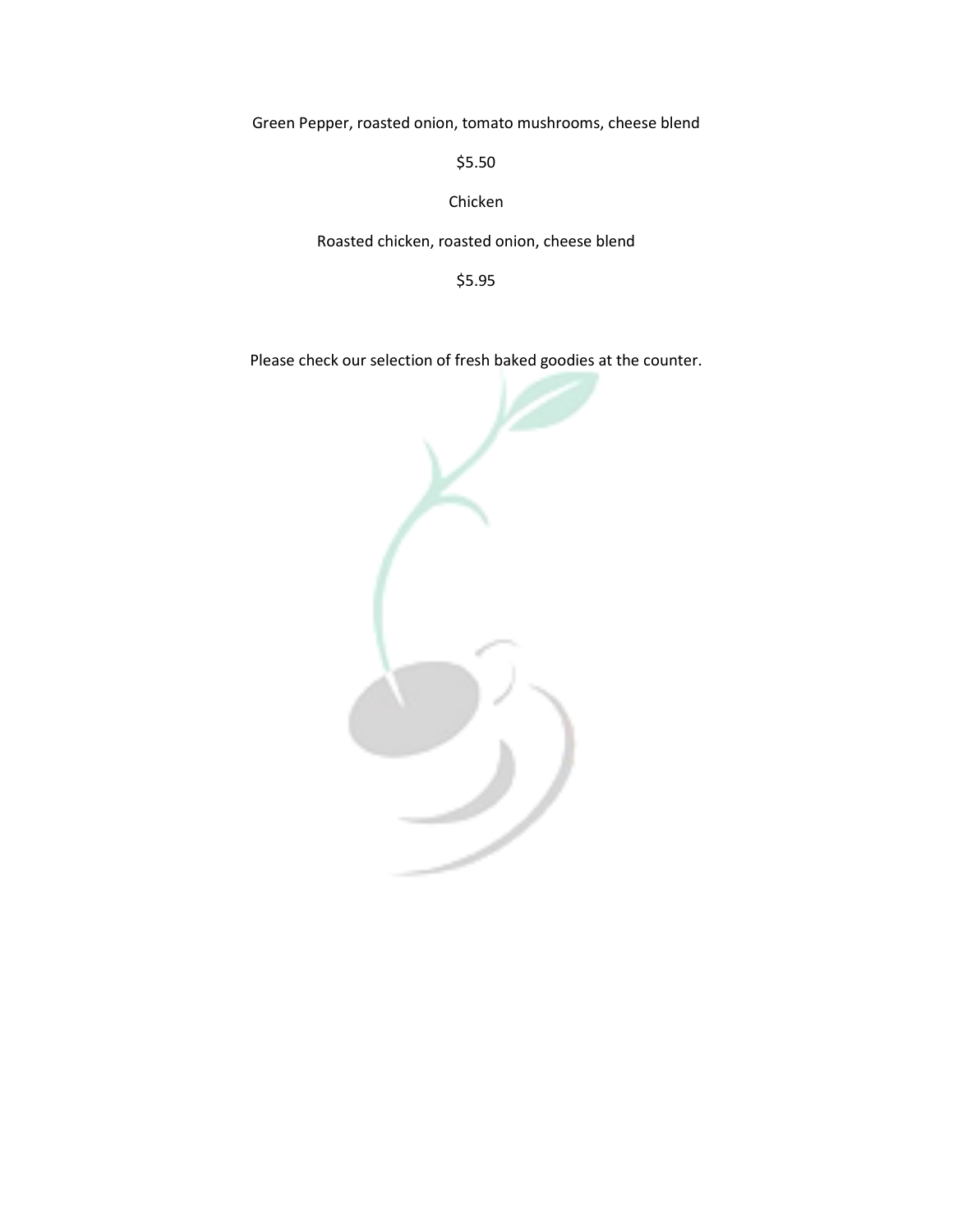Green Pepper, roasted onion, tomato mushrooms, cheese blend

$5.50

Chicken

Roasted chicken, roasted onion, cheese blend

$5.95

Please check our selection of fresh baked goodies at the counter.